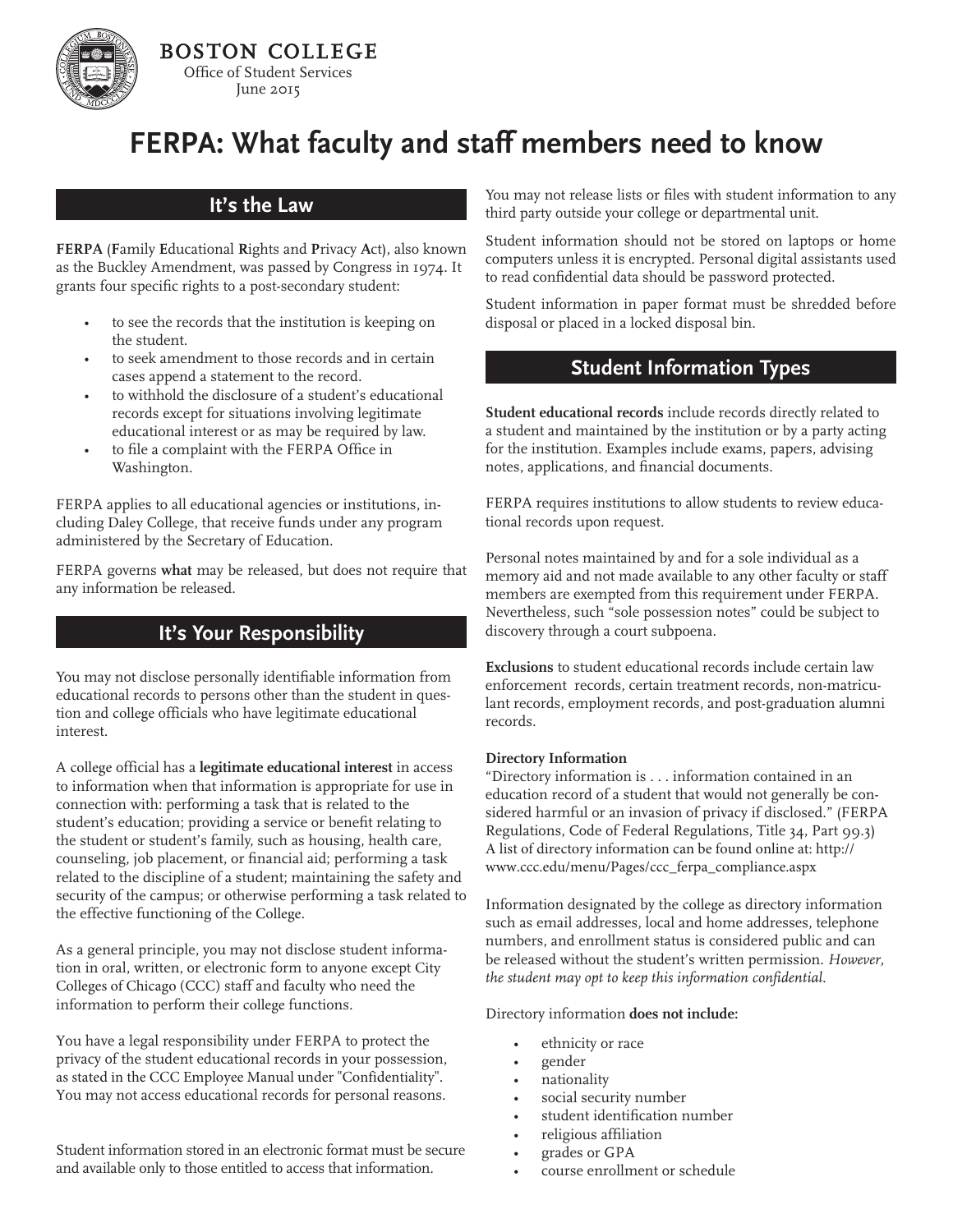BOSTON COLLEGE

Office of Student Services

June 2015

# FERPA: What faculty and staff members need to know

## It's the Law

**FERPA** (**F**amily **E**ducational **R**ights and **P**rivacy **A**ct), also known as the Buckley Amendment, was passed by Congress in 1974. It grants four specific rights to a post-secondary student:

- to see the records that the institution is keeping on the student.
- to seek amendment to those records and in certain cases append a statement to the record.
- to withhold the disclosure of a student's educational records except for situations involving legitimate educational interest or as may be required by law.
- to file a complaint with the FERPA Office in Washington.

FERPA applies to all educational agencies or institutions, including Daley College, that receive funds under any program administered by the Secretary of Education.

FERPA governs **what** may be released, but does not require that any information be released.

## It's Your Responsibility

You may not disclose personally identifiable information from educational records to persons other than the student in question and college officials who have legitimate educational interest.

A college official has a **legitimate educational interest** in access to information when that information is appropriate for use in connection with: performing a task that is related to the student's education; providing a service or benefit relating to the student or student's family, such as housing, health care, counseling, job placement, or financial aid; performing a task related to the discipline of a student; maintaining the safety and security of the campus; or otherwise performing a task related to the effective functioning of the College.

As a general principle, you may not disclose student information in oral, written, or electronic form to anyone except City Colleges of Chicago (CCC) staff and faculty who need the information to perform their college functions.

You have a legal responsibility under FERPA to protect the privacy of the student educational records in your possession, as stated in the CCC Employee Manual under "Confidentiality". You may not access educational records for personal reasons.

Student information stored in an electronic format must be secure and available only to those entitled to access that information.

You may not release lists or files with student information to any third party outside your college or departmental unit.

Student information should not be stored on laptops or home computers unless it is encrypted. Personal digital assistants used to read confidential data should be password protected.

Student information in paper format must be shredded before disposal or placed in a locked disposal bin.

## Student Information Types

**Student educational records** include records directly related to a student and maintained by the institution or by a party acting for the institution. Examples include exams, papers, advising notes, applications, and financial documents.

FERPA requires institutions to allow students to review educational records upon request.

Personal notes maintained by and for a sole individual as a memory aid and not made available to any other faculty or staff members are exempted from this requirement under FERPA. Nevertheless, such "sole possession notes" could be subject to discovery through a court subpoena.

**Exclusions** to student educational records include certain law enforcement records, certain treatment records, non-matriculant records, employment records, and post-graduation alumni records.

**Directory Information**

"Directory information is . . . information contained in an education record of a student that would not generally be considered harmful or an invasion of privacy if disclosed." (FERPA Regulations, Code of Federal Regulations, Title 34, Part 99.3) A list of directory information can be found online at: http://www.ccc.edu/menu/Pages/ccc_ferpa_compliance.aspx

Information designated by the college as directory information such as email addresses, local and home addresses, telephone numbers, and enrollment status is considered public and can be released without the student's written permission. *However, the student may opt to keep this information confidential.*

Directory information **does not include:**

- ethnicity or race
- gender
- nationality
- social security number
- student identification number
- religious affiliation
- grades or GPA
- course enrollment or schedule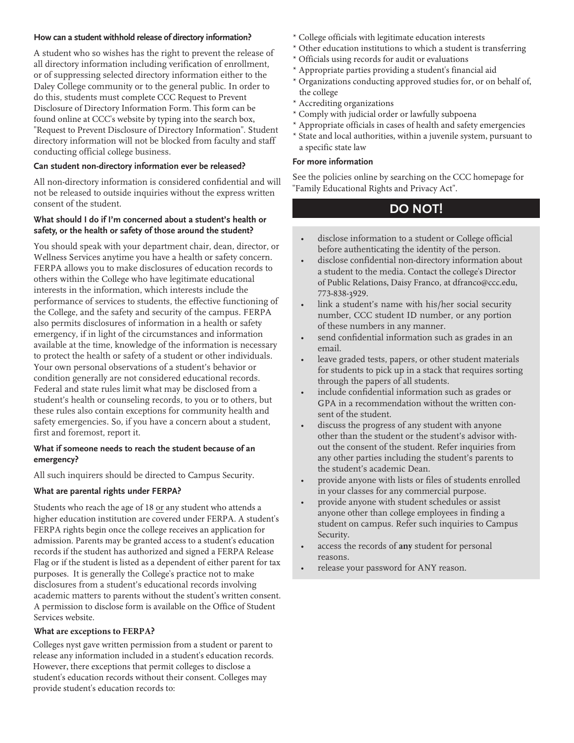### How can a student withhold release of directory information?

A student who so wishes has the right to prevent the release of all directory information including verification of enrollment, or of suppressing selected directory information either to the Daley College community or to the general public. In order to do this, students must complete CCC Request to Prevent Disclosure of Directory Information Form. This form can be found online at CCC's website by typing into the search box, "Request to Prevent Disclosure of Directory Information". Student directory information will not be blocked from faculty and staff conducting official college business.

### Can student non-directory information ever be released?

All non-directory information is considered confidential and will not be released to outside inquiries without the express written consent of the student.

### What should I do if I'm concerned about a student's health or safety, or the health or safety of those around the student?

You should speak with your department chair, dean, director, or Wellness Services anytime you have a health or safety concern. FERPA allows you to make disclosures of education records to others within the College who have legitimate educational interests in the information, which interests include the performance of services to students, the effective functioning of the College, and the safety and security of the campus. FERPA also permits disclosures of information in a health or safety emergency, if in light of the circumstances and information available at the time, knowledge of the information is necessary to protect the health or safety of a student or other individuals. Your own personal observations of a student's behavior or condition generally are not considered educational records. Federal and state rules limit what may be disclosed from a student's health or counseling records, to you or to others, but these rules also contain exceptions for community health and safety emergencies. So, if you have a concern about a student, first and foremost, report it.

### What if someone needs to reach the student because of an emergency?

All such inquirers should be directed to Campus Security.

### What are parental rights under FERPA?

Students who reach the age of 18 or any student who attends a higher education institution are covered under FERPA. A student's FERPA rights begin once the college receives an application for admission. Parents may be granted access to a student's education records if the student has authorized and signed a FERPA Release Flag or if the student is listed as a dependent of either parent for tax purposes. It is generally the College's practice not to make disclosures from a student's educational records involving academic matters to parents without the student's written consent. A permission to disclose form is available on the Office of Student Services website.

### What are exceptions to FERPA?

Colleges nyst gave written permission from a student or parent to release any information included in a student's education records. However, there exceptions that permit colleges to disclose a student's education records without their consent. Colleges may provide student's education records to:

* College officials with legitimate education interests
* Other education institutions to which a student is transferring
* Officials using records for audit or evaluations
* Appropriate parties providing a student's financial aid
* Organizations conducting approved studies for, or on behalf of, the college
* Accrediting organizations
* Comply with judicial order or lawfully subpoena
* Appropriate officials in cases of health and safety emergencies
* State and local authorities, within a juvenile system, pursuant to a specific state law

### For more information

See the policies online by searching on the CCC homepage for "Family Educational Rights and Privacy Act".

## DO NOT!

- disclose information to a student or College official before authenticating the identity of the person.
- disclose confidential non-directory information about a student to the media. Contact the college's Director of Public Relations, Daisy Franco, at dfranco@ccc.edu, 773-838-3929.
- link a student's name with his/her social security number, CCC student ID number, or any portion of these numbers in any manner.
- send confidential information such as grades in an email.
- leave graded tests, papers, or other student materials for students to pick up in a stack that requires sorting through the papers of all students.
- include confidential information such as grades or GPA in a recommendation without the written consent of the student.
- discuss the progress of any student with anyone other than the student or the student's advisor without the consent of the student. Refer inquiries from any other parties including the student's parents to the student's academic Dean.
- provide anyone with lists or files of students enrolled in your classes for any commercial purpose.
- provide anyone with student schedules or assist anyone other than college employees in finding a student on campus. Refer such inquiries to Campus Security.
- access the records of **any** student for personal reasons.
- release your password for ANY reason.